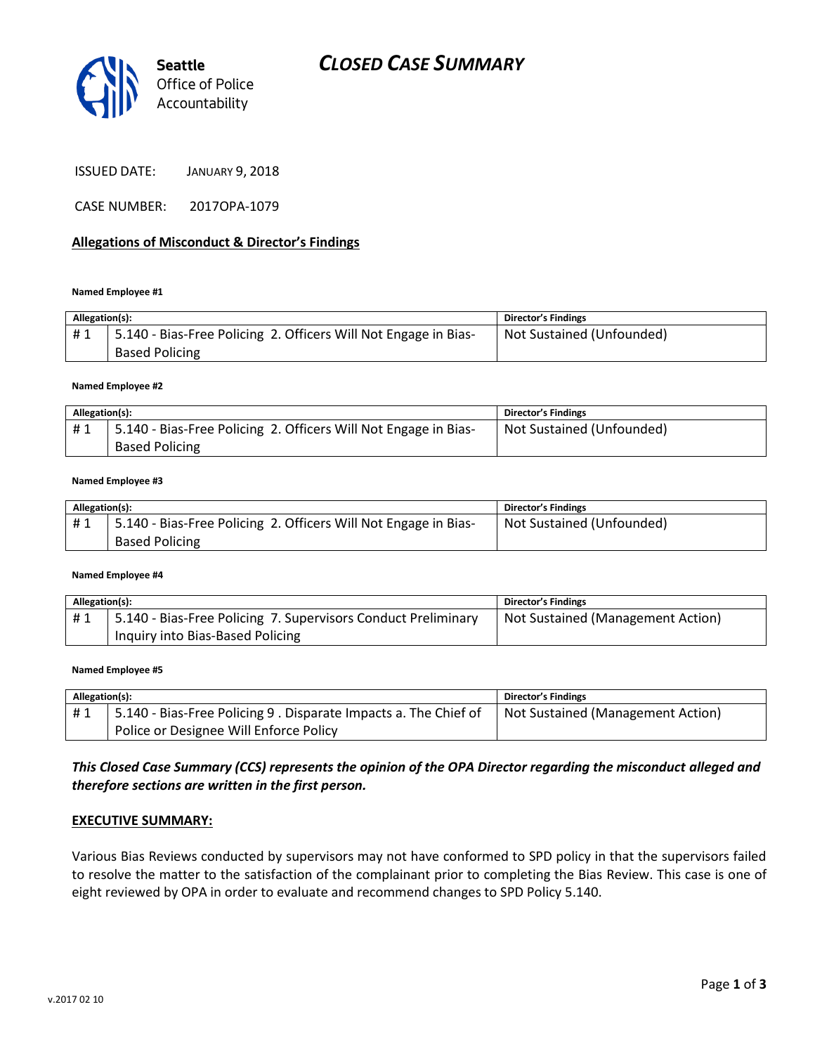Seattle Office of Police Accountability

# CLOSED CASE SUMMARY

ISSUED DATE: JANUARY 9, 2018

CASE NUMBER: 2017OPA-1079

## Allegations of Misconduct & Director's Findings

**Named Employee #1**

| Allegation(s): | | Director's Findings |
|---|---|---|
| # 1 | 5.140 - Bias-Free Policing 2. Officers Will Not Engage in Bias-Based Policing | Not Sustained (Unfounded) |

**Named Employee #2**

| Allegation(s): | | Director's Findings |
|---|---|---|
| # 1 | 5.140 - Bias-Free Policing 2. Officers Will Not Engage in Bias-Based Policing | Not Sustained (Unfounded) |

**Named Employee #3**

| Allegation(s): | | Director's Findings |
|---|---|---|
| # 1 | 5.140 - Bias-Free Policing 2. Officers Will Not Engage in Bias-Based Policing | Not Sustained (Unfounded) |

**Named Employee #4**

| Allegation(s): | | Director's Findings |
|---|---|---|
| # 1 | 5.140 - Bias-Free Policing 7. Supervisors Conduct Preliminary Inquiry into Bias-Based Policing | Not Sustained (Management Action) |

**Named Employee #5**

| Allegation(s): | | Director's Findings |
|---|---|---|
| # 1 | 5.140 - Bias-Free Policing 9 . Disparate Impacts a. The Chief of Police or Designee Will Enforce Policy | Not Sustained (Management Action) |

***This Closed Case Summary (CCS) represents the opinion of the OPA Director regarding the misconduct alleged and therefore sections are written in the first person.***

**EXECUTIVE SUMMARY:**

Various Bias Reviews conducted by supervisors may not have conformed to SPD policy in that the supervisors failed to resolve the matter to the satisfaction of the complainant prior to completing the Bias Review. This case is one of eight reviewed by OPA in order to evaluate and recommend changes to SPD Policy 5.140.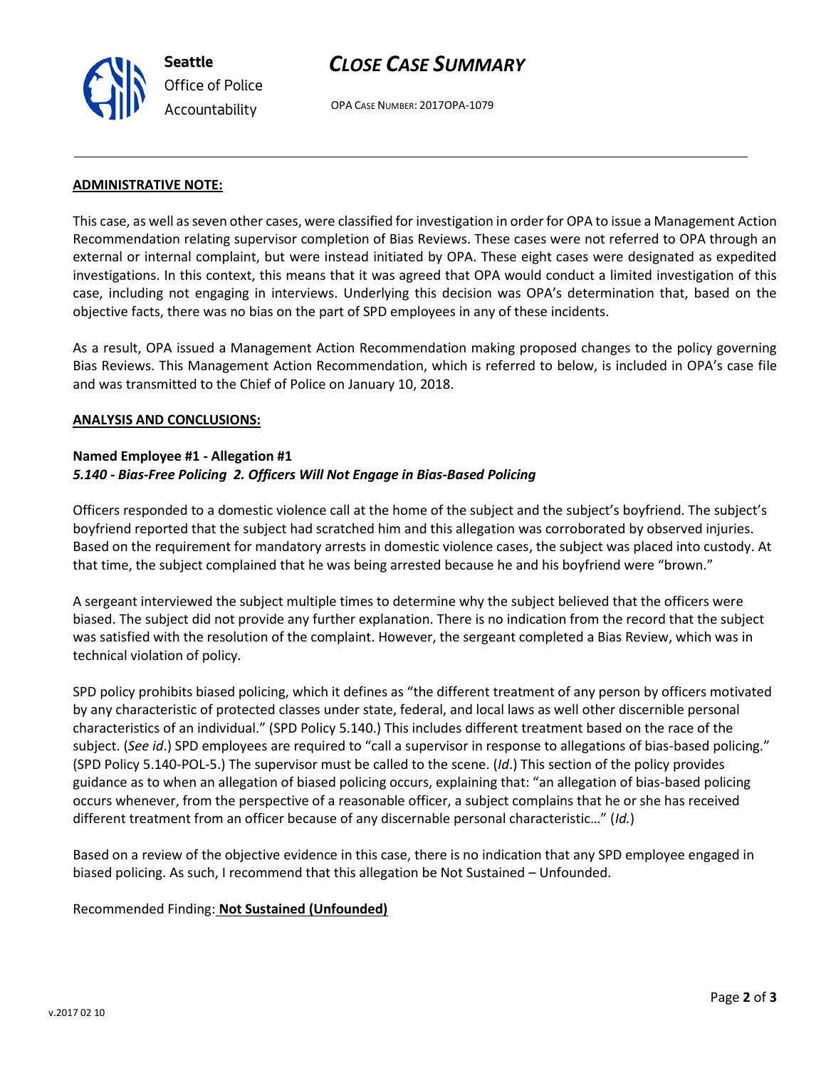**ADMINISTRATIVE NOTE:**

This case, as well as seven other cases, were classified for investigation in order for OPA to issue a Management Action Recommendation relating supervisor completion of Bias Reviews. These cases were not referred to OPA through an external or internal complaint, but were instead initiated by OPA. These eight cases were designated as expedited investigations. In this context, this means that it was agreed that OPA would conduct a limited investigation of this case, including not engaging in interviews. Underlying this decision was OPA's determination that, based on the objective facts, there was no bias on the part of SPD employees in any of these incidents.

As a result, OPA issued a Management Action Recommendation making proposed changes to the policy governing Bias Reviews. This Management Action Recommendation, which is referred to below, is included in OPA's case file and was transmitted to the Chief of Police on January 10, 2018.

**ANALYSIS AND CONCLUSIONS:**

**Named Employee #1 - Allegation #1**
***5.140 - Bias-Free Policing 2. Officers Will Not Engage in Bias-Based Policing***

Officers responded to a domestic violence call at the home of the subject and the subject's boyfriend. The subject's boyfriend reported that the subject had scratched him and this allegation was corroborated by observed injuries. Based on the requirement for mandatory arrests in domestic violence cases, the subject was placed into custody. At that time, the subject complained that he was being arrested because he and his boyfriend were "brown."

A sergeant interviewed the subject multiple times to determine why the subject believed that the officers were biased. The subject did not provide any further explanation. There is no indication from the record that the subject was satisfied with the resolution of the complaint. However, the sergeant completed a Bias Review, which was in technical violation of policy.

SPD policy prohibits biased policing, which it defines as "the different treatment of any person by officers motivated by any characteristic of protected classes under state, federal, and local laws as well other discernible personal characteristics of an individual." (SPD Policy 5.140.) This includes different treatment based on the race of the subject. (*See id*.) SPD employees are required to "call a supervisor in response to allegations of bias-based policing." (SPD Policy 5.140-POL-5.) The supervisor must be called to the scene. (*Id*.) This section of the policy provides guidance as to when an allegation of biased policing occurs, explaining that: "an allegation of bias-based policing occurs whenever, from the perspective of a reasonable officer, a subject complains that he or she has received different treatment from an officer because of any discernable personal characteristic…" (*Id.*)

Based on a review of the objective evidence in this case, there is no indication that any SPD employee engaged in biased policing. As such, I recommend that this allegation be Not Sustained – Unfounded.

Recommended Finding: **Not Sustained (Unfounded)**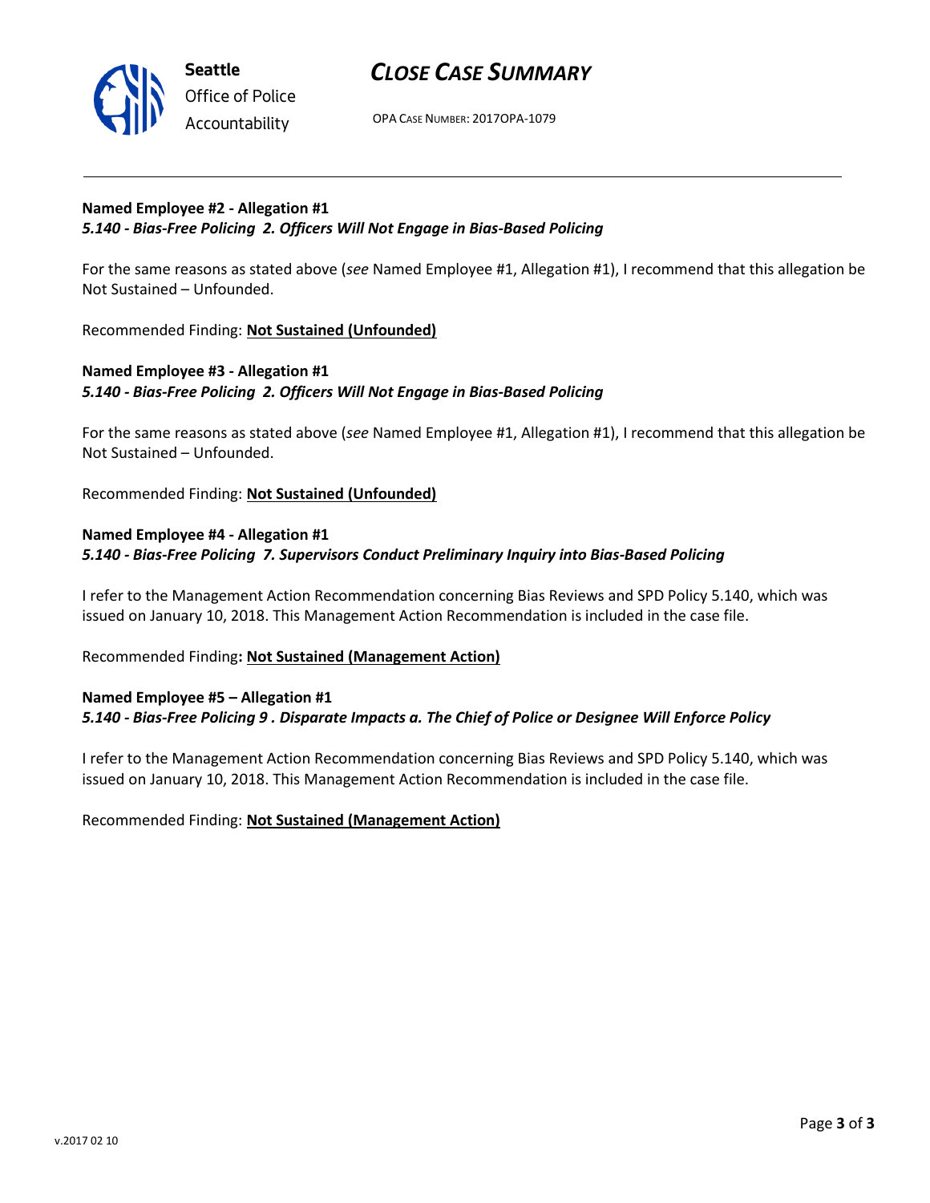**Named Employee #2 - Allegation #1**
***5.140 - Bias-Free Policing 2. Officers Will Not Engage in Bias-Based Policing***

For the same reasons as stated above (*see* Named Employee #1, Allegation #1), I recommend that this allegation be Not Sustained – Unfounded.

Recommended Finding: **Not Sustained (Unfounded)**

**Named Employee #3 - Allegation #1**
***5.140 - Bias-Free Policing 2. Officers Will Not Engage in Bias-Based Policing***

For the same reasons as stated above (*see* Named Employee #1, Allegation #1), I recommend that this allegation be Not Sustained – Unfounded.

Recommended Finding: **Not Sustained (Unfounded)**

**Named Employee #4 - Allegation #1**
***5.140 - Bias-Free Policing 7. Supervisors Conduct Preliminary Inquiry into Bias-Based Policing***

I refer to the Management Action Recommendation concerning Bias Reviews and SPD Policy 5.140, which was issued on January 10, 2018. This Management Action Recommendation is included in the case file.

Recommended Finding**: Not Sustained (Management Action)**

**Named Employee #5 – Allegation #1**
***5.140 - Bias-Free Policing 9 . Disparate Impacts a. The Chief of Police or Designee Will Enforce Policy***

I refer to the Management Action Recommendation concerning Bias Reviews and SPD Policy 5.140, which was issued on January 10, 2018. This Management Action Recommendation is included in the case file.

Recommended Finding: **Not Sustained (Management Action)**